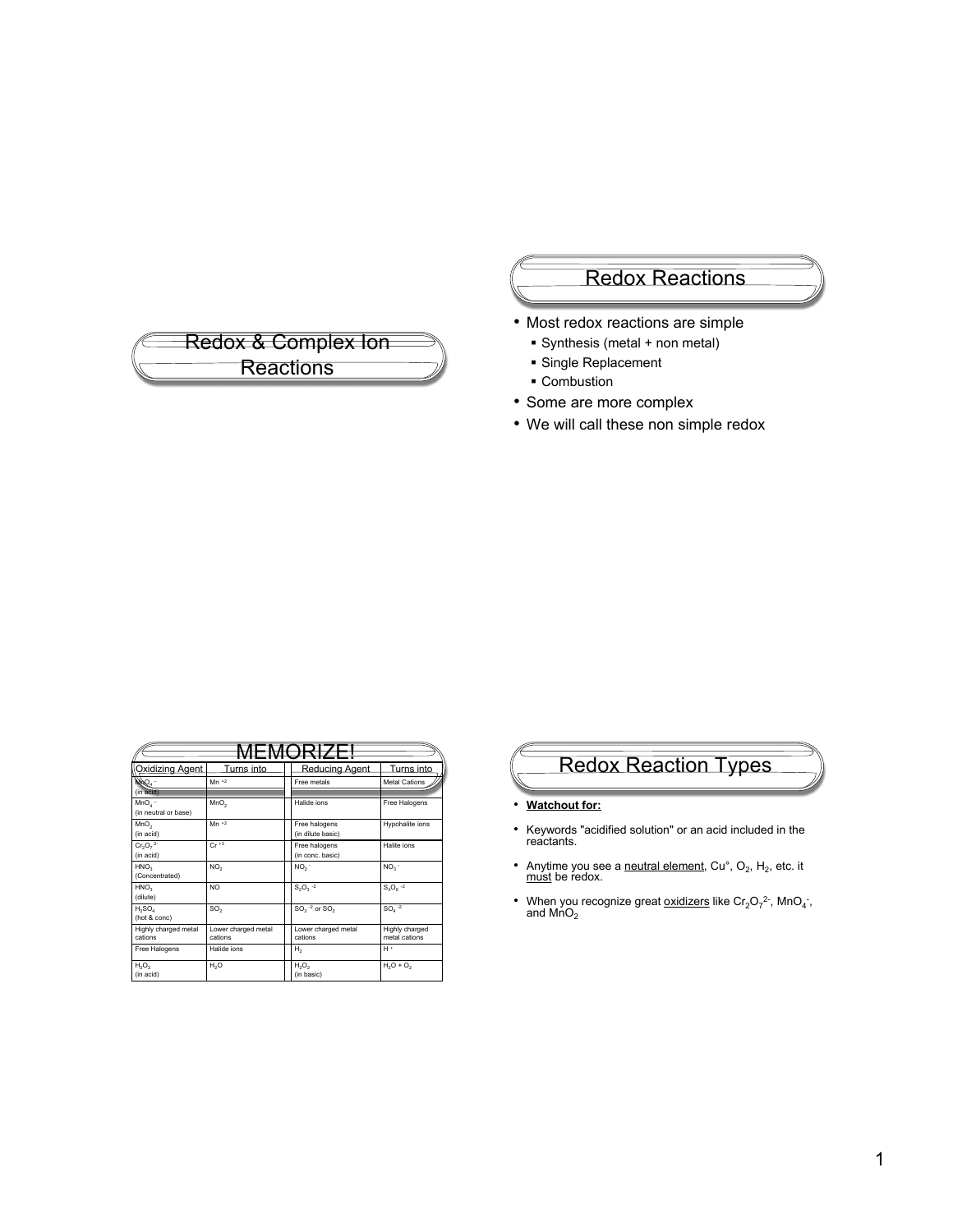# Redox & Complex Ion Reactions

## Redox Reactions

- Most redox reactions are simple
  - Synthesis (metal + non metal)
  - Single Replacement
  - Combustion
- Some are more complex
- We will call these non simple redox

## MEMORIZE!

| Oxidizing Agent | Turns into | Reducing Agent | Turns into |
|---|---|---|---|
| $MnO_4^-$ (in acid) | $Mn^{+2}$ | Free metals | Metal Cations |
| $MnO_4^-$ (in neutral or base) | $MnO_2$ | Halide ions | Free Halogens |
| $MnO_2$ (in acid) | $Mn^{+2}$ | Free halogens (in dilute basic) | Hypohalite ions |
| $Cr_2O_7^{2-}$ (in acid) | $Cr^{+3}$ | Free halogens (in conc. basic) | Halite ions |
| $HNO_3$ (Concentrated) | $NO_2$ | $NO_2^-$ | $NO_3^-$ |
| $HNO_3$ (dilute) | $NO$ | $S_2O_3^{-2}$ | $S_4O_6^{-2}$ |
| $H_2SO_4$ (hot & conc) | $SO_2$ | $SO_3^{-2}$ or $SO_2$ | $SO_4^{-2}$ |
| Highly charged metal cations | Lower charged metal cations | Lower charged metal cations | Highly charged metal cations |
| Free Halogens | Halide ions | $H_2$ | $H^+$ |
| $H_2O_2$ (in acid) | $H_2O$ | $H_2O_2$ (in basic) | $H_2O + O_2$ |

## Redox Reaction Types

- **Watchout for:**
- Keywords "acidified solution" or an acid included in the reactants.
- Anytime you see a neutral element, Cu°, $O_2$, $H_2$, etc. it must be redox.
- When you recognize great oxidizers like $Cr_2O_7^{2-}$, $MnO_4^-$, and $MnO_2$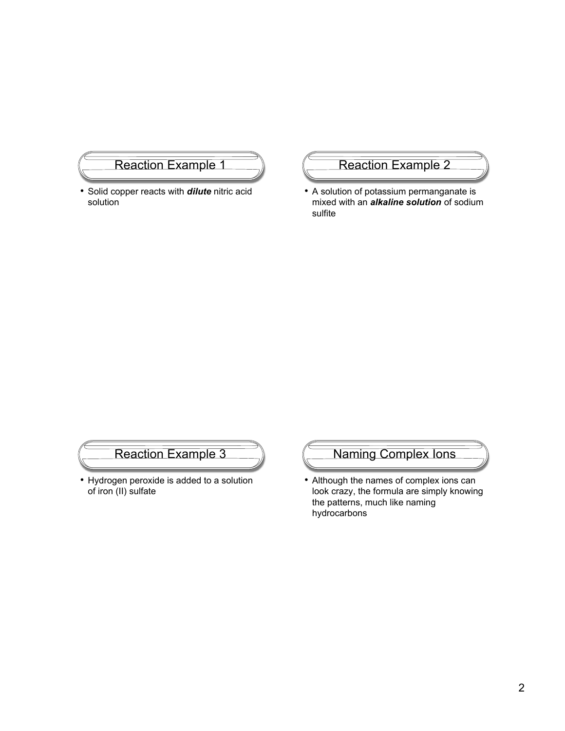## Reaction Example 1

- Solid copper reacts with ***dilute*** nitric acid solution

## Reaction Example 2

- A solution of potassium permanganate is mixed with an ***alkaline solution*** of sodium sulfite

## Reaction Example 3

- Hydrogen peroxide is added to a solution of iron (II) sulfate

## Naming Complex Ions

- Although the names of complex ions can look crazy, the formula are simply knowing the patterns, much like naming hydrocarbons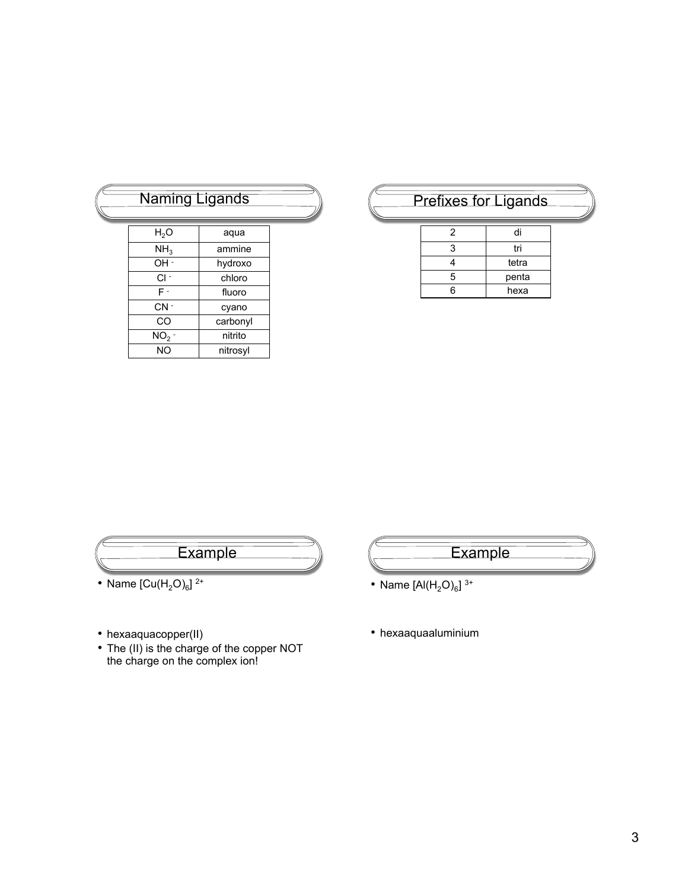## Naming Ligands

| | |
|---|---|
| $H_2O$ | aqua |
| $NH_3$ | ammine |
| $OH^-$ | hydroxo |
| $Cl^-$ | chloro |
| $F^-$ | fluoro |
| $CN^-$ | cyano |
| CO | carbonyl |
| $NO_2^-$ | nitrito |
| NO | nitrosyl |

## Prefixes for Ligands

| | |
|---|---|
| 2 | di |
| 3 | tri |
| 4 | tetra |
| 5 | penta |
| 6 | hexa |

## Example

- Name $[Cu(H_2O)_6]^{2+}$

- hexaaquacopper(II)
- The (II) is the charge of the copper NOT the charge on the complex ion!

## Example

- Name $[Al(H_2O)_6]^{3+}$

- hexaaquaaluminium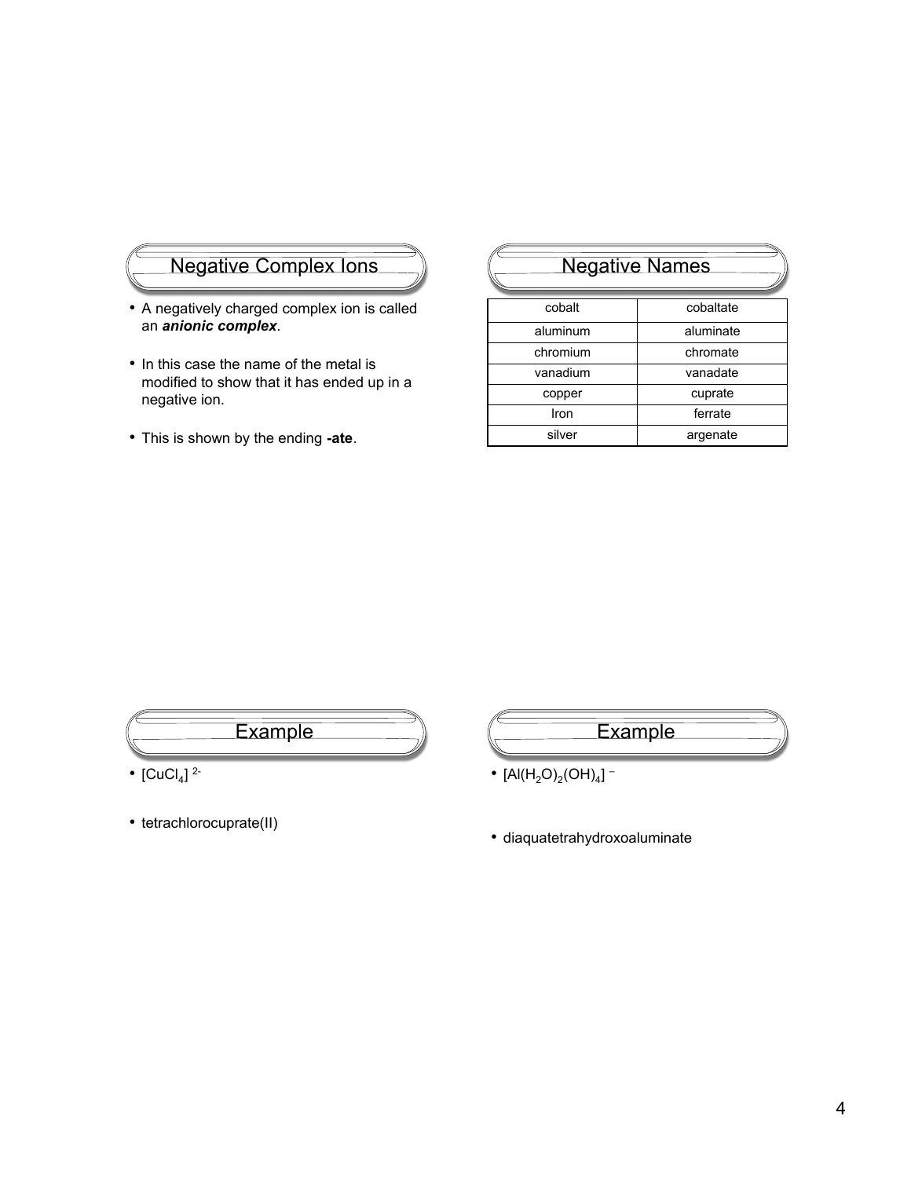## Negative Complex Ions

- A negatively charged complex ion is called an ***anionic complex***.
- In this case the name of the metal is modified to show that it has ended up in a negative ion.
- This is shown by the ending **-ate**.

## Negative Names

| cobalt | cobaltate |
|---|---|
| aluminum | aluminate |
| chromium | chromate |
| vanadium | vanadate |
| copper | cuprate |
| Iron | ferrate |
| silver | argenate |

## Example

- $[CuCl_4]^{2-}$
- tetrachlorocuprate(II)

## Example

- $[Al(H_2O)_2(OH)_4]^{-}$
- diaquatetrahydroxoaluminate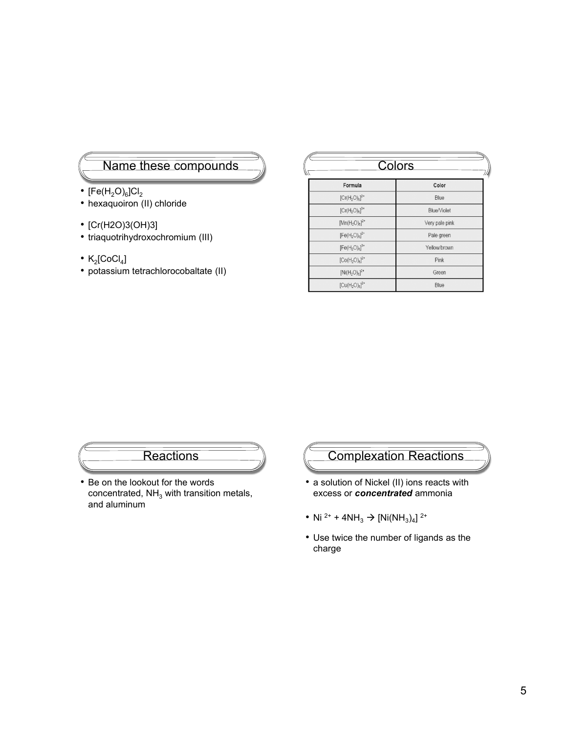## Name these compounds

- $[Fe(H_2O)_6]Cl_2$
- hexaquoiron (II) chloride
- $[Cr(H_2O)_3(OH)_3]$
- triaquotrihydroxochromium (III)
- $K_2[CoCl_4]$
- potassium tetrachlorocobaltate (II)

## Colors

| Formula | Color |
|---|---|
| $[Cr(H_2O)_6]^{2+}$ | Blue |
| $[Cr(H_2O)_6]^{3+}$ | Blue/Violet |
| $[Mn(H_2O)_6]^{2+}$ | Very pale pink |
| $[Fe(H_2O)_6]^{2+}$ | Pale green |
| $[Fe(H_2O)_6]^{3+}$ | Yellow/brown |
| $[Co(H_2O)_6]^{2+}$ | Pink |
| $[Ni(H_2O)_6]^{2+}$ | Green |
| $[Cu(H_2O)_6]^{2+}$ | Blue |

## Reactions

- Be on the lookout for the words concentrated, $NH_3$ with transition metals, and aluminum

## Complexation Reactions

- a solution of Nickel (II) ions reacts with excess or ***concentrated*** ammonia
- $Ni^{2+} + 4NH_3 \rightarrow [Ni(NH_3)_4]^{2+}$
- Use twice the number of ligands as the charge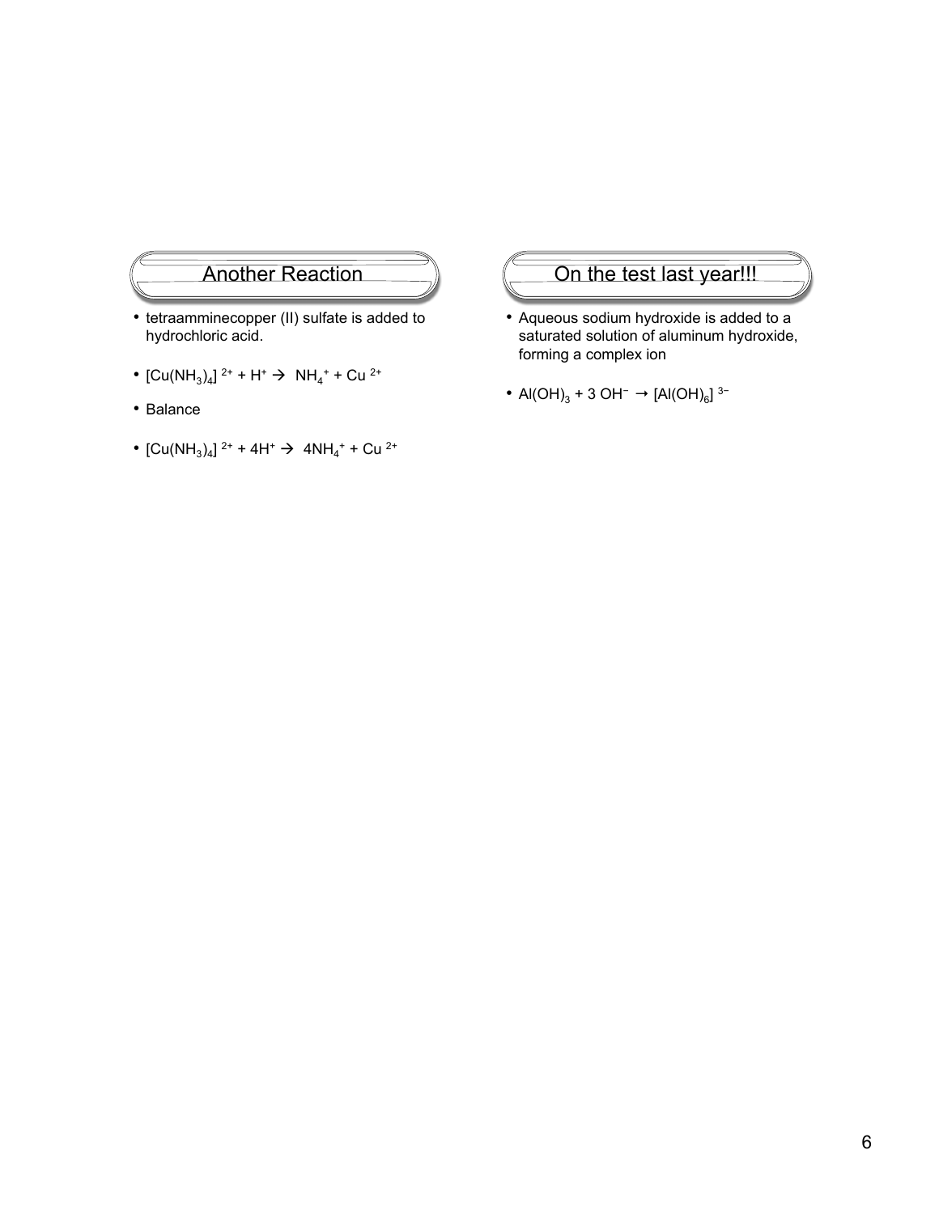## Another Reaction

- tetraamminecopper (II) sulfate is added to hydrochloric acid.
- $[Cu(NH_3)_4]^{2+} + H^+ \rightarrow NH_4^+ + Cu^{2+}$
- Balance
- $[Cu(NH_3)_4]^{2+} + 4H^+ \rightarrow 4NH_4^+ + Cu^{2+}$

## On the test last year!!!

- Aqueous sodium hydroxide is added to a saturated solution of aluminum hydroxide, forming a complex ion
- $Al(OH)_3 + 3\ OH^- \rightarrow [Al(OH)_6]^{3-}$